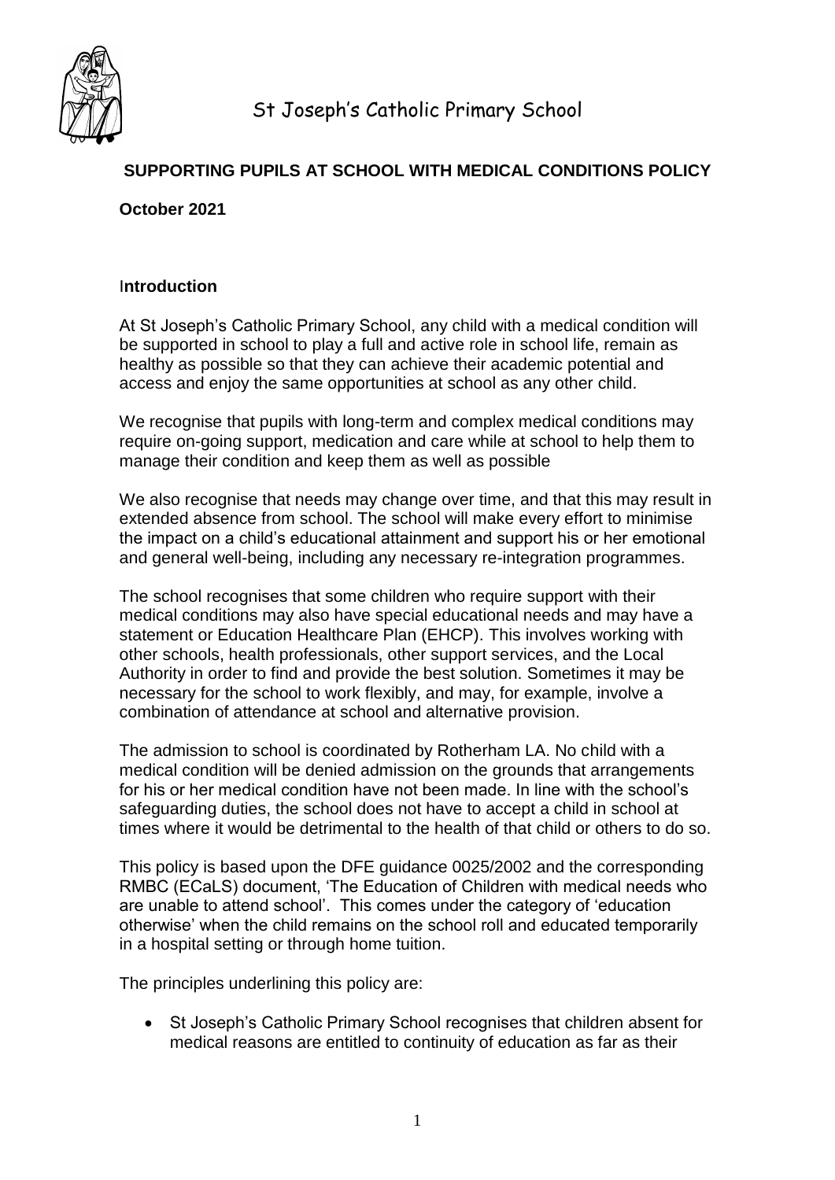St Joseph's Catholic Primary School

## SUPPORTING PUPILS AT SCHOOL WITH MEDICAL CONDITIONS POLICY

**October 2021**

### Introduction

At St Joseph's Catholic Primary School, any child with a medical condition will be supported in school to play a full and active role in school life, remain as healthy as possible so that they can achieve their academic potential and access and enjoy the same opportunities at school as any other child.

We recognise that pupils with long-term and complex medical conditions may require on-going support, medication and care while at school to help them to manage their condition and keep them as well as possible

We also recognise that needs may change over time, and that this may result in extended absence from school. The school will make every effort to minimise the impact on a child's educational attainment and support his or her emotional and general well-being, including any necessary re-integration programmes.

The school recognises that some children who require support with their medical conditions may also have special educational needs and may have a statement or Education Healthcare Plan (EHCP). This involves working with other schools, health professionals, other support services, and the Local Authority in order to find and provide the best solution. Sometimes it may be necessary for the school to work flexibly, and may, for example, involve a combination of attendance at school and alternative provision.

The admission to school is coordinated by Rotherham LA. No child with a medical condition will be denied admission on the grounds that arrangements for his or her medical condition have not been made. In line with the school's safeguarding duties, the school does not have to accept a child in school at times where it would be detrimental to the health of that child or others to do so.

This policy is based upon the DFE guidance 0025/2002 and the corresponding RMBC (ECaLS) document, 'The Education of Children with medical needs who are unable to attend school'. This comes under the category of 'education otherwise' when the child remains on the school roll and educated temporarily in a hospital setting or through home tuition.

The principles underlining this policy are:

- St Joseph's Catholic Primary School recognises that children absent for medical reasons are entitled to continuity of education as far as their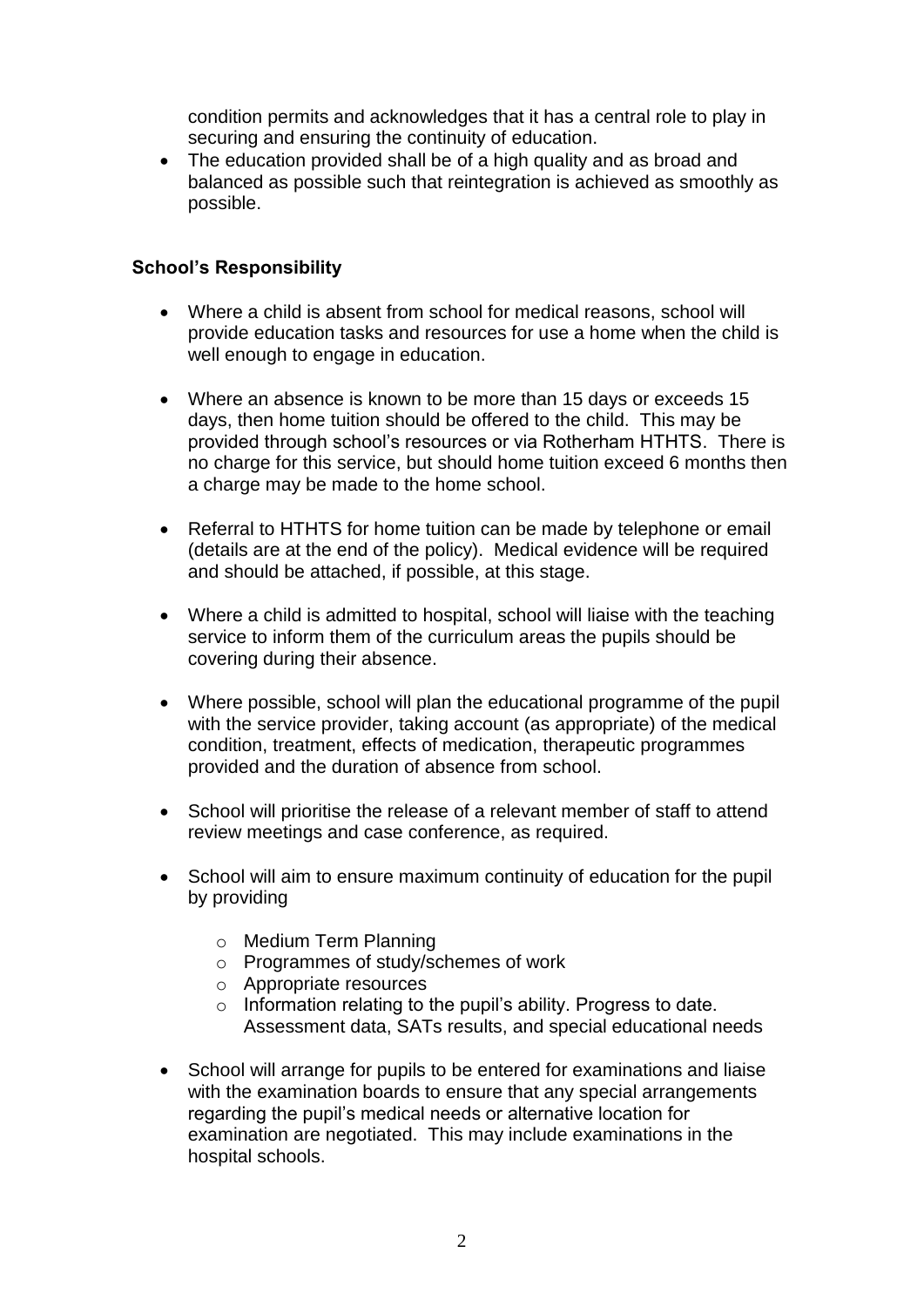condition permits and acknowledges that it has a central role to play in securing and ensuring the continuity of education.

- The education provided shall be of a high quality and as broad and balanced as possible such that reintegration is achieved as smoothly as possible.

**School's Responsibility**

- Where a child is absent from school for medical reasons, school will provide education tasks and resources for use a home when the child is well enough to engage in education.

- Where an absence is known to be more than 15 days or exceeds 15 days, then home tuition should be offered to the child. This may be provided through school's resources or via Rotherham HTHTS. There is no charge for this service, but should home tuition exceed 6 months then a charge may be made to the home school.

- Referral to HTHTS for home tuition can be made by telephone or email (details are at the end of the policy). Medical evidence will be required and should be attached, if possible, at this stage.

- Where a child is admitted to hospital, school will liaise with the teaching service to inform them of the curriculum areas the pupils should be covering during their absence.

- Where possible, school will plan the educational programme of the pupil with the service provider, taking account (as appropriate) of the medical condition, treatment, effects of medication, therapeutic programmes provided and the duration of absence from school.

- School will prioritise the release of a relevant member of staff to attend review meetings and case conference, as required.

- School will aim to ensure maximum continuity of education for the pupil by providing
  - Medium Term Planning
  - Programmes of study/schemes of work
  - Appropriate resources
  - Information relating to the pupil's ability. Progress to date. Assessment data, SATs results, and special educational needs

- School will arrange for pupils to be entered for examinations and liaise with the examination boards to ensure that any special arrangements regarding the pupil's medical needs or alternative location for examination are negotiated. This may include examinations in the hospital schools.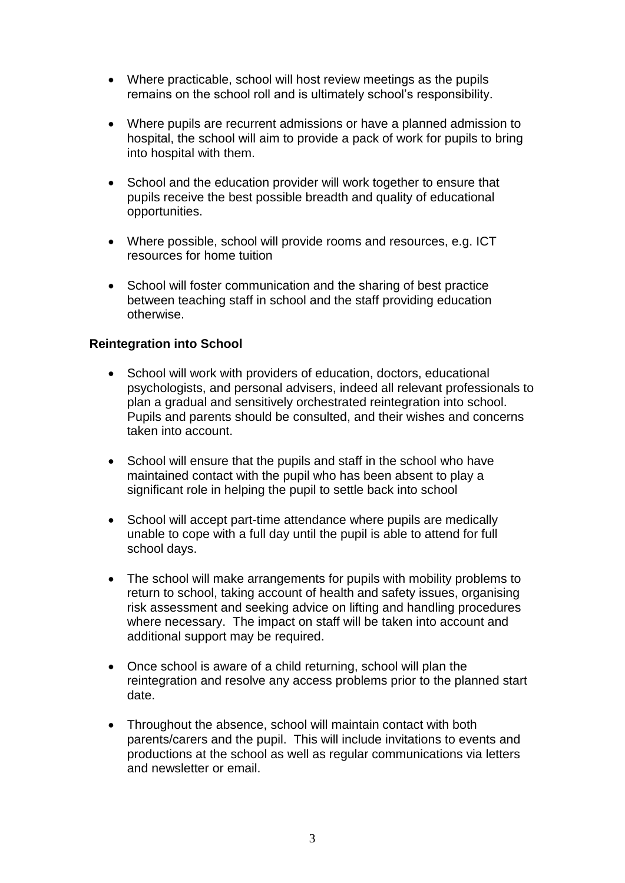- Where practicable, school will host review meetings as the pupils remains on the school roll and is ultimately school's responsibility.

- Where pupils are recurrent admissions or have a planned admission to hospital, the school will aim to provide a pack of work for pupils to bring into hospital with them.

- School and the education provider will work together to ensure that pupils receive the best possible breadth and quality of educational opportunities.

- Where possible, school will provide rooms and resources, e.g. ICT resources for home tuition

- School will foster communication and the sharing of best practice between teaching staff in school and the staff providing education otherwise.

**Reintegration into School**

- School will work with providers of education, doctors, educational psychologists, and personal advisers, indeed all relevant professionals to plan a gradual and sensitively orchestrated reintegration into school. Pupils and parents should be consulted, and their wishes and concerns taken into account.

- School will ensure that the pupils and staff in the school who have maintained contact with the pupil who has been absent to play a significant role in helping the pupil to settle back into school

- School will accept part-time attendance where pupils are medically unable to cope with a full day until the pupil is able to attend for full school days.

- The school will make arrangements for pupils with mobility problems to return to school, taking account of health and safety issues, organising risk assessment and seeking advice on lifting and handling procedures where necessary. The impact on staff will be taken into account and additional support may be required.

- Once school is aware of a child returning, school will plan the reintegration and resolve any access problems prior to the planned start date.

- Throughout the absence, school will maintain contact with both parents/carers and the pupil. This will include invitations to events and productions at the school as well as regular communications via letters and newsletter or email.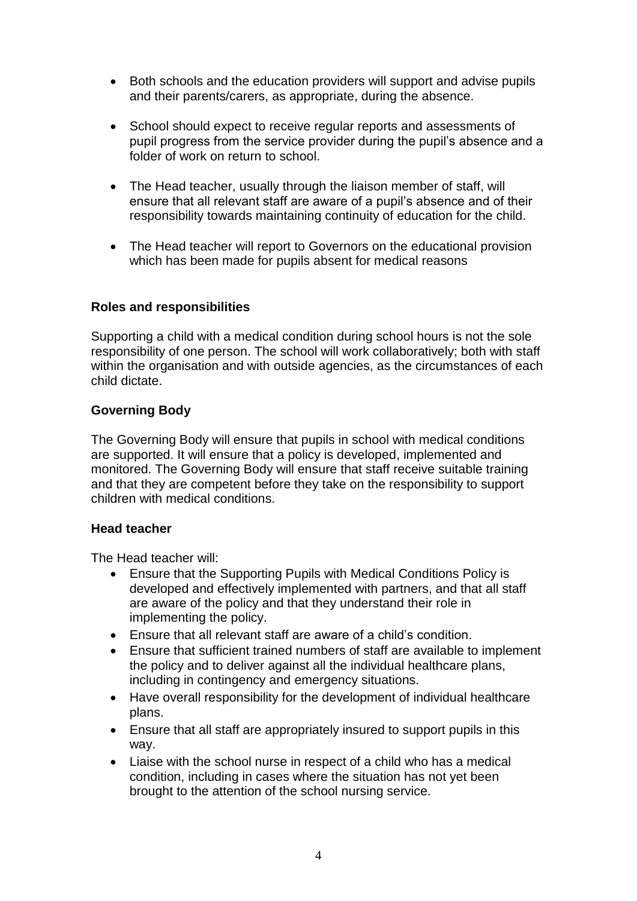- Both schools and the education providers will support and advise pupils and their parents/carers, as appropriate, during the absence.

- School should expect to receive regular reports and assessments of pupil progress from the service provider during the pupil's absence and a folder of work on return to school.

- The Head teacher, usually through the liaison member of staff, will ensure that all relevant staff are aware of a pupil's absence and of their responsibility towards maintaining continuity of education for the child.

- The Head teacher will report to Governors on the educational provision which has been made for pupils absent for medical reasons

**Roles and responsibilities**

Supporting a child with a medical condition during school hours is not the sole responsibility of one person. The school will work collaboratively; both with staff within the organisation and with outside agencies, as the circumstances of each child dictate.

**Governing Body**

The Governing Body will ensure that pupils in school with medical conditions are supported. It will ensure that a policy is developed, implemented and monitored. The Governing Body will ensure that staff receive suitable training and that they are competent before they take on the responsibility to support children with medical conditions.

**Head teacher**

The Head teacher will:

- Ensure that the Supporting Pupils with Medical Conditions Policy is developed and effectively implemented with partners, and that all staff are aware of the policy and that they understand their role in implementing the policy.
- Ensure that all relevant staff are aware of a child's condition.
- Ensure that sufficient trained numbers of staff are available to implement the policy and to deliver against all the individual healthcare plans, including in contingency and emergency situations.
- Have overall responsibility for the development of individual healthcare plans.
- Ensure that all staff are appropriately insured to support pupils in this way.
- Liaise with the school nurse in respect of a child who has a medical condition, including in cases where the situation has not yet been brought to the attention of the school nursing service.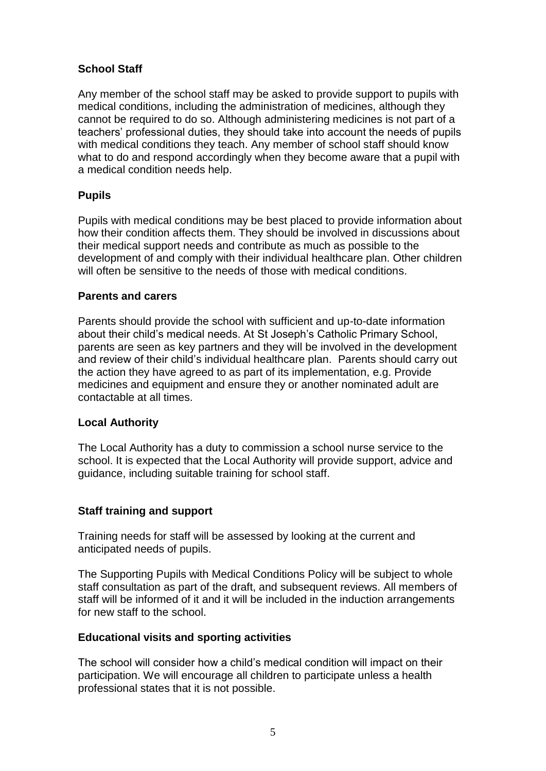**School Staff**

Any member of the school staff may be asked to provide support to pupils with medical conditions, including the administration of medicines, although they cannot be required to do so. Although administering medicines is not part of a teachers' professional duties, they should take into account the needs of pupils with medical conditions they teach. Any member of school staff should know what to do and respond accordingly when they become aware that a pupil with a medical condition needs help.

**Pupils**

Pupils with medical conditions may be best placed to provide information about how their condition affects them. They should be involved in discussions about their medical support needs and contribute as much as possible to the development of and comply with their individual healthcare plan. Other children will often be sensitive to the needs of those with medical conditions.

**Parents and carers**

Parents should provide the school with sufficient and up-to-date information about their child's medical needs. At St Joseph's Catholic Primary School, parents are seen as key partners and they will be involved in the development and review of their child's individual healthcare plan. Parents should carry out the action they have agreed to as part of its implementation, e.g. Provide medicines and equipment and ensure they or another nominated adult are contactable at all times.

**Local Authority**

The Local Authority has a duty to commission a school nurse service to the school. It is expected that the Local Authority will provide support, advice and guidance, including suitable training for school staff.

**Staff training and support**

Training needs for staff will be assessed by looking at the current and anticipated needs of pupils.

The Supporting Pupils with Medical Conditions Policy will be subject to whole staff consultation as part of the draft, and subsequent reviews. All members of staff will be informed of it and it will be included in the induction arrangements for new staff to the school.

**Educational visits and sporting activities**

The school will consider how a child's medical condition will impact on their participation. We will encourage all children to participate unless a health professional states that it is not possible.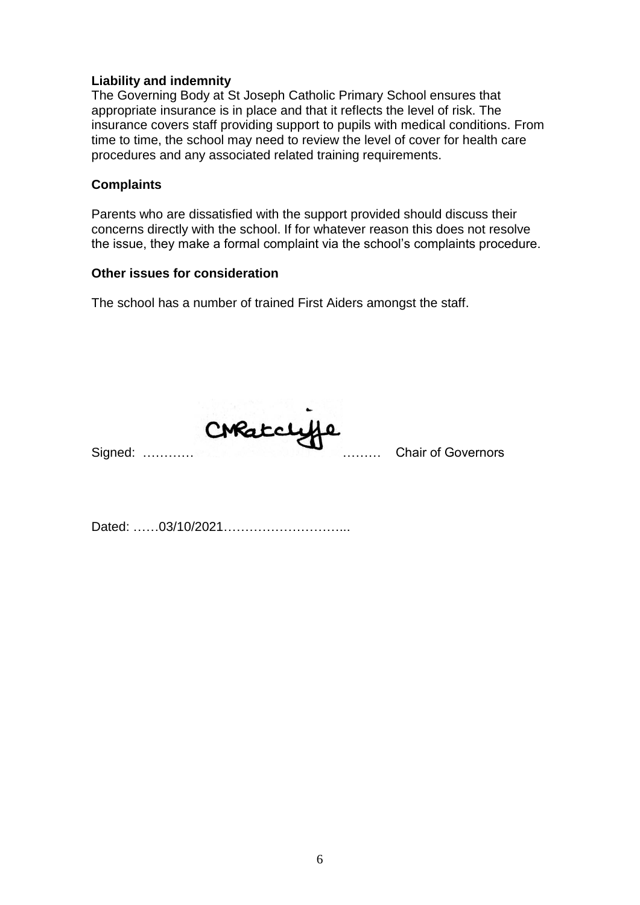**Liability and indemnity**

The Governing Body at St Joseph Catholic Primary School ensures that appropriate insurance is in place and that it reflects the level of risk. The insurance covers staff providing support to pupils with medical conditions. From time to time, the school may need to review the level of cover for health care procedures and any associated related training requirements.

**Complaints**

Parents who are dissatisfied with the support provided should discuss their concerns directly with the school. If for whatever reason this does not resolve the issue, they make a formal complaint via the school's complaints procedure.

**Other issues for consideration**

The school has a number of trained First Aiders amongst the staff.

Signed: ………… CMRatcliffe ……… Chair of Governors

Dated: ……03/10/2021………………………...